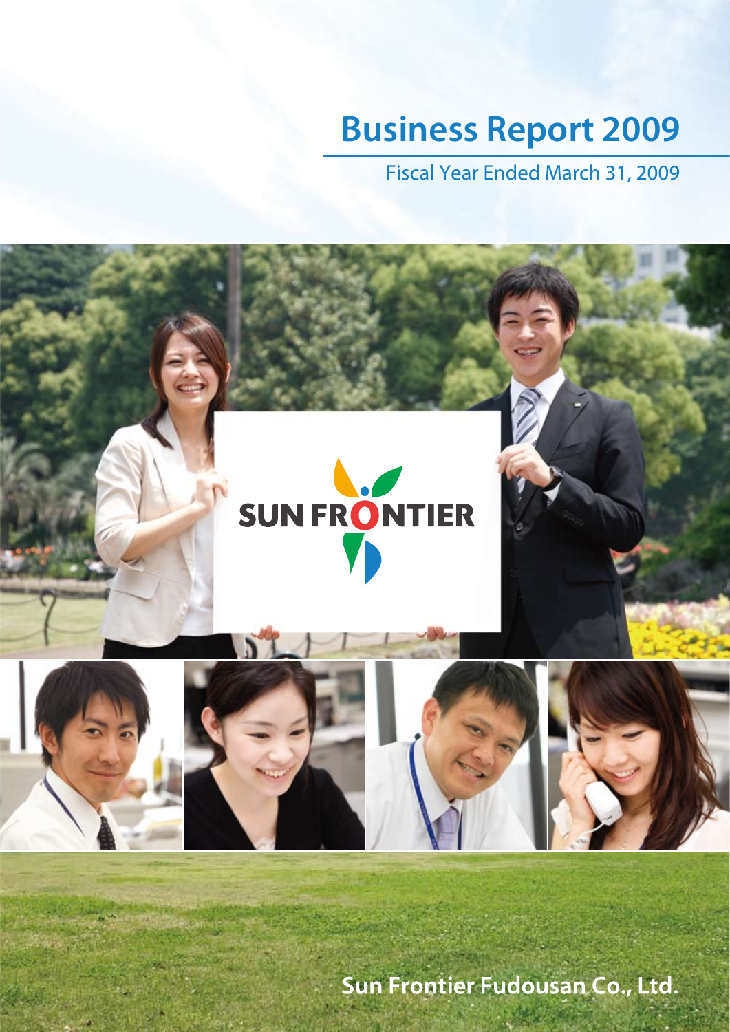# Business Report 2009

Fiscal Year Ended March 31, 2009

SUN FRONTIER

Sun Frontier Fudousan Co., Ltd.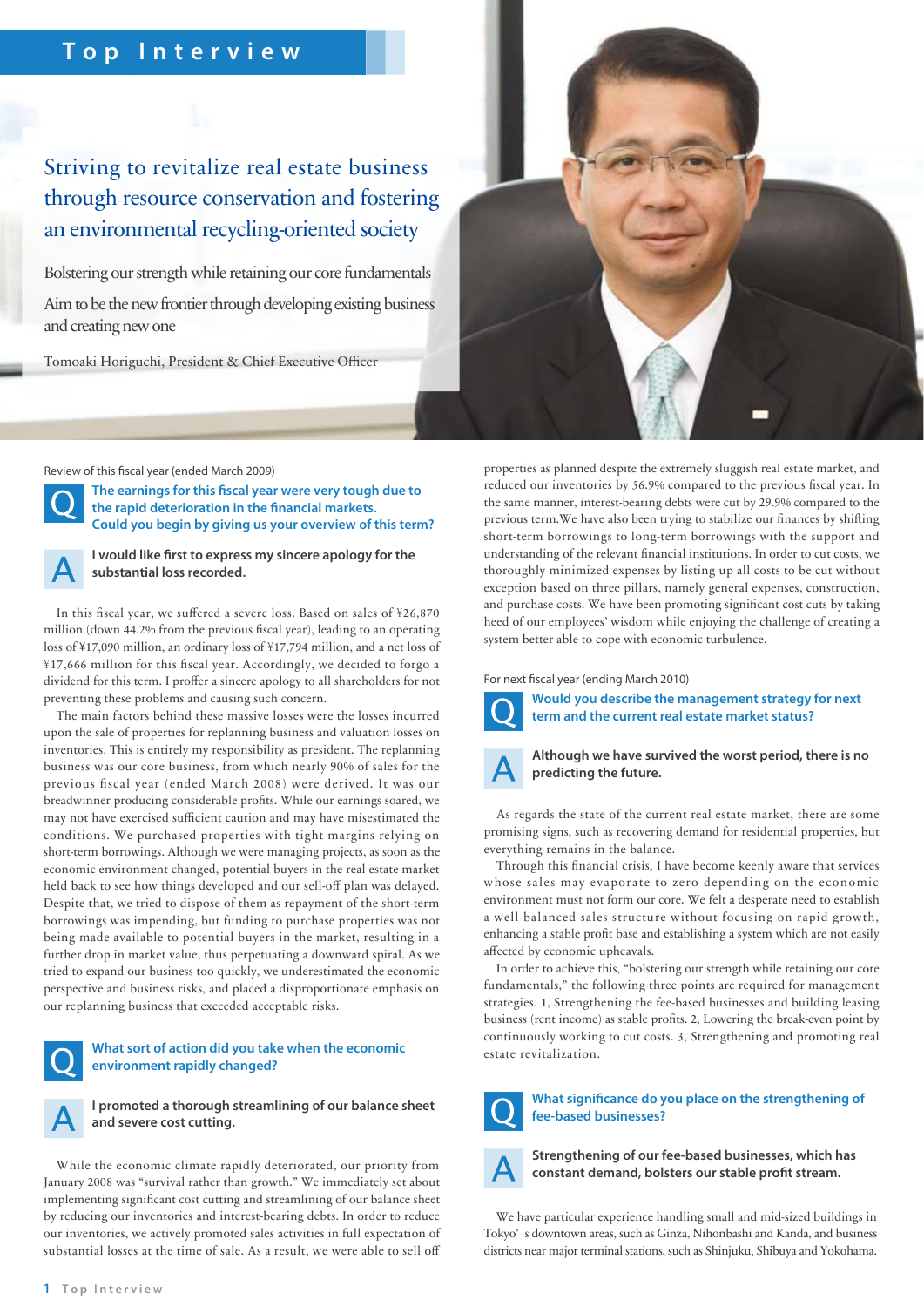# Top Interview

## Striving to revitalize real estate business through resource conservation and fostering an environmental recycling-oriented society

Bolstering our strength while retaining our core fundamentals

Aim to be the new frontier through developing existing business and creating new one

Tomoaki Horiguchi, President & Chief Executive Officer

Review of this fiscal year (ended March 2009)

**Q The earnings for this fiscal year were very tough due to the rapid deterioration in the financial markets. Could you begin by giving us your overview of this term?**

**A I would like first to express my sincere apology for the substantial loss recorded.**

In this fiscal year, we suffered a severe loss. Based on sales of ¥26,870 million (down 44.2% from the previous fiscal year), leading to an operating loss of ¥17,090 million, an ordinary loss of ¥17,794 million, and a net loss of ¥17,666 million for this fiscal year. Accordingly, we decided to forgo a dividend for this term. I proffer a sincere apology to all shareholders for not preventing these problems and causing such concern.

The main factors behind these massive losses were the losses incurred upon the sale of properties for replanning business and valuation losses on inventories. This is entirely my responsibility as president. The replanning business was our core business, from which nearly 90% of sales for the previous fiscal year (ended March 2008) were derived. It was our breadwinner producing considerable profits. While our earnings soared, we may not have exercised sufficient caution and may have misestimated the conditions. We purchased properties with tight margins relying on short-term borrowings. Although we were managing projects, as soon as the economic environment changed, potential buyers in the real estate market held back to see how things developed and our sell-off plan was delayed. Despite that, we tried to dispose of them as repayment of the short-term borrowings was impending, but funding to purchase properties was not being made available to potential buyers in the market, resulting in a further drop in market value, thus perpetuating a downward spiral. As we tried to expand our business too quickly, we underestimated the economic perspective and business risks, and placed a disproportionate emphasis on our replanning business that exceeded acceptable risks.

**Q What sort of action did you take when the economic environment rapidly changed?**

**A I promoted a thorough streamlining of our balance sheet and severe cost cutting.**

While the economic climate rapidly deteriorated, our priority from January 2008 was "survival rather than growth." We immediately set about implementing significant cost cutting and streamlining of our balance sheet by reducing our inventories and interest-bearing debts. In order to reduce our inventories, we actively promoted sales activities in full expectation of substantial losses at the time of sale. As a result, we were able to sell off properties as planned despite the extremely sluggish real estate market, and reduced our inventories by 56.9% compared to the previous fiscal year. In the same manner, interest-bearing debts were cut by 29.9% compared to the previous term.We have also been trying to stabilize our finances by shifting short-term borrowings to long-term borrowings with the support and understanding of the relevant financial institutions. In order to cut costs, we thoroughly minimized expenses by listing up all costs to be cut without exception based on three pillars, namely general expenses, construction, and purchase costs. We have been promoting significant cost cuts by taking heed of our employees' wisdom while enjoying the challenge of creating a system better able to cope with economic turbulence.

For next fiscal year (ending March 2010)

**Q Would you describe the management strategy for next term and the current real estate market status?**

**A Although we have survived the worst period, there is no predicting the future.**

As regards the state of the current real estate market, there are some promising signs, such as recovering demand for residential properties, but everything remains in the balance.

Through this financial crisis, I have become keenly aware that services whose sales may evaporate to zero depending on the economic environment must not form our core. We felt a desperate need to establish a well-balanced sales structure without focusing on rapid growth, enhancing a stable profit base and establishing a system which are not easily affected by economic upheavals.

In order to achieve this, "bolstering our strength while retaining our core fundamentals," the following three points are required for management strategies. 1, Strengthening the fee-based businesses and building leasing business (rent income) as stable profits. 2, Lowering the break-even point by continuously working to cut costs. 3, Strengthening and promoting real estate revitalization.

**Q What significance do you place on the strengthening of fee-based businesses?**

**A Strengthening of our fee-based businesses, which has constant demand, bolsters our stable profit stream.**

We have particular experience handling small and mid-sized buildings in Tokyo's downtown areas, such as Ginza, Nihonbashi and Kanda, and business districts near major terminal stations, such as Shinjuku, Shibuya and Yokohama.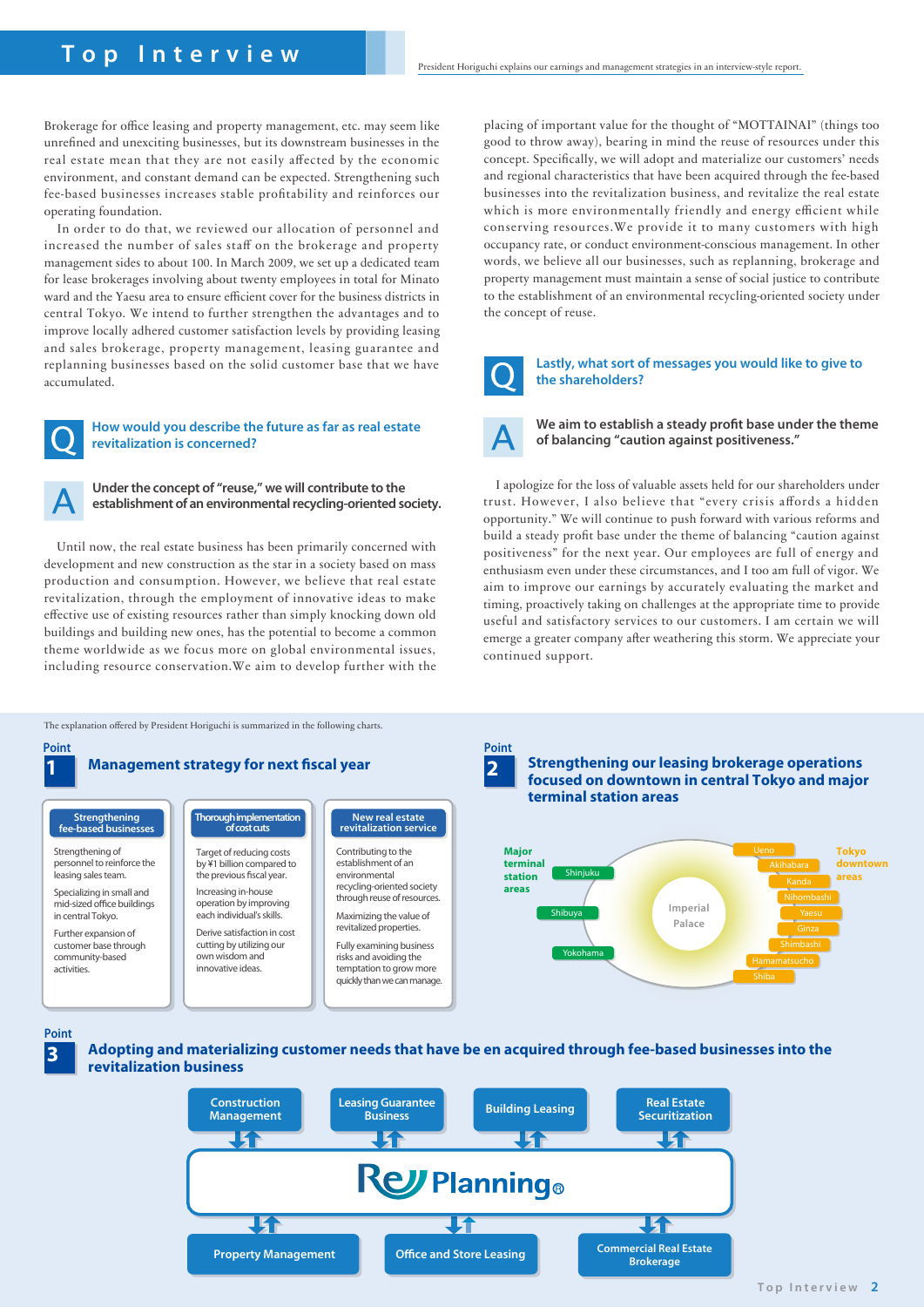# Top Interview

President Horiguchi explains our earnings and management strategies in an interview-style report.

Brokerage for office leasing and property management, etc. may seem like unrefined and unexciting businesses, but its downstream businesses in the real estate mean that they are not easily affected by the economic environment, and constant demand can be expected. Strengthening such fee-based businesses increases stable profitability and reinforces our operating foundation.

In order to do that, we reviewed our allocation of personnel and increased the number of sales staff on the brokerage and property management sides to about 100. In March 2009, we set up a dedicated team for lease brokerages involving about twenty employees in total for Minato ward and the Yaesu area to ensure efficient cover for the business districts in central Tokyo. We intend to further strengthen the advantages and to improve locally adhered customer satisfaction levels by providing leasing and sales brokerage, property management, leasing guarantee and replanning businesses based on the solid customer base that we have accumulated.

## Q How would you describe the future as far as real estate revitalization is concerned?

**A Under the concept of "reuse," we will contribute to the establishment of an environmental recycling-oriented society.**

Until now, the real estate business has been primarily concerned with development and new construction as the star in a society based on mass production and consumption. However, we believe that real estate revitalization, through the employment of innovative ideas to make effective use of existing resources rather than simply knocking down old buildings and building new ones, has the potential to become a common theme worldwide as we focus more on global environmental issues, including resource conservation.We aim to develop further with the placing of important value for the thought of "MOTTAINAI" (things too good to throw away), bearing in mind the reuse of resources under this concept. Specifically, we will adopt and materialize our customers' needs and regional characteristics that have been acquired through the fee-based businesses into the revitalization business, and revitalize the real estate which is more environmentally friendly and energy efficient while conserving resources.We provide it to many customers with high occupancy rate, or conduct environment-conscious management. In other words, we believe all our businesses, such as replanning, brokerage and property management must maintain a sense of social justice to contribute to the establishment of an environmental recycling-oriented society under the concept of reuse.

## Q Lastly, what sort of messages you would like to give to the shareholders?

**A We aim to establish a steady profit base under the theme of balancing "caution against positiveness."**

I apologize for the loss of valuable assets held for our shareholders under trust. However, I also believe that "every crisis affords a hidden opportunity." We will continue to push forward with various reforms and build a steady profit base under the theme of balancing "caution against positiveness" for the next year. Our employees are full of energy and enthusiasm even under these circumstances, and I too am full of vigor. We aim to improve our earnings by accurately evaluating the market and timing, proactively taking on challenges at the appropriate time to provide useful and satisfactory services to our customers. I am certain we will emerge a greater company after weathering this storm. We appreciate your continued support.

The explanation offered by President Horiguchi is summarized in the following charts.

### Point 1 Management strategy for next fiscal year

**Strengthening fee-based businesses**
- Strengthening of personnel to reinforce the leasing sales team.
- Specializing in small and mid-sized office buildings in central Tokyo.
- Further expansion of customer base through community-based activities.

**Thorough implementation of cost cuts**
- Target of reducing costs by ¥1 billion compared to the previous fiscal year.
- Increasing in-house operation by improving each individual's skills.
- Derive satisfaction in cost cutting by utilizing our own wisdom and innovative ideas.

**New real estate revitalization service**
- Contributing to the establishment of an environmental recycling-oriented society through reuse of resources.
- Maximizing the value of revitalized properties.
- Fully examining business risks and avoiding the temptation to grow more quickly than we can manage.

### Point 2 Strengthening our leasing brokerage operations focused on downtown in central Tokyo and major terminal station areas

Major terminal station areas: Shinjuku, Shibuya, Yokohama

Imperial Palace

Tokyo downtown areas: Ueno, Akihabara, Kanda, Nihombashi, Yaesu, Ginza, Shimbashi, Hamamatsucho, Shiba

### Point 3 Adopting and materializing customer needs that have be en acquired through fee-based businesses into the revitalization business

Construction Management / Leasing Guarantee Business / Building Leasing / Real Estate Securitization

ReJ Planning®

Property Management / Office and Store Leasing / Commercial Real Estate Brokerage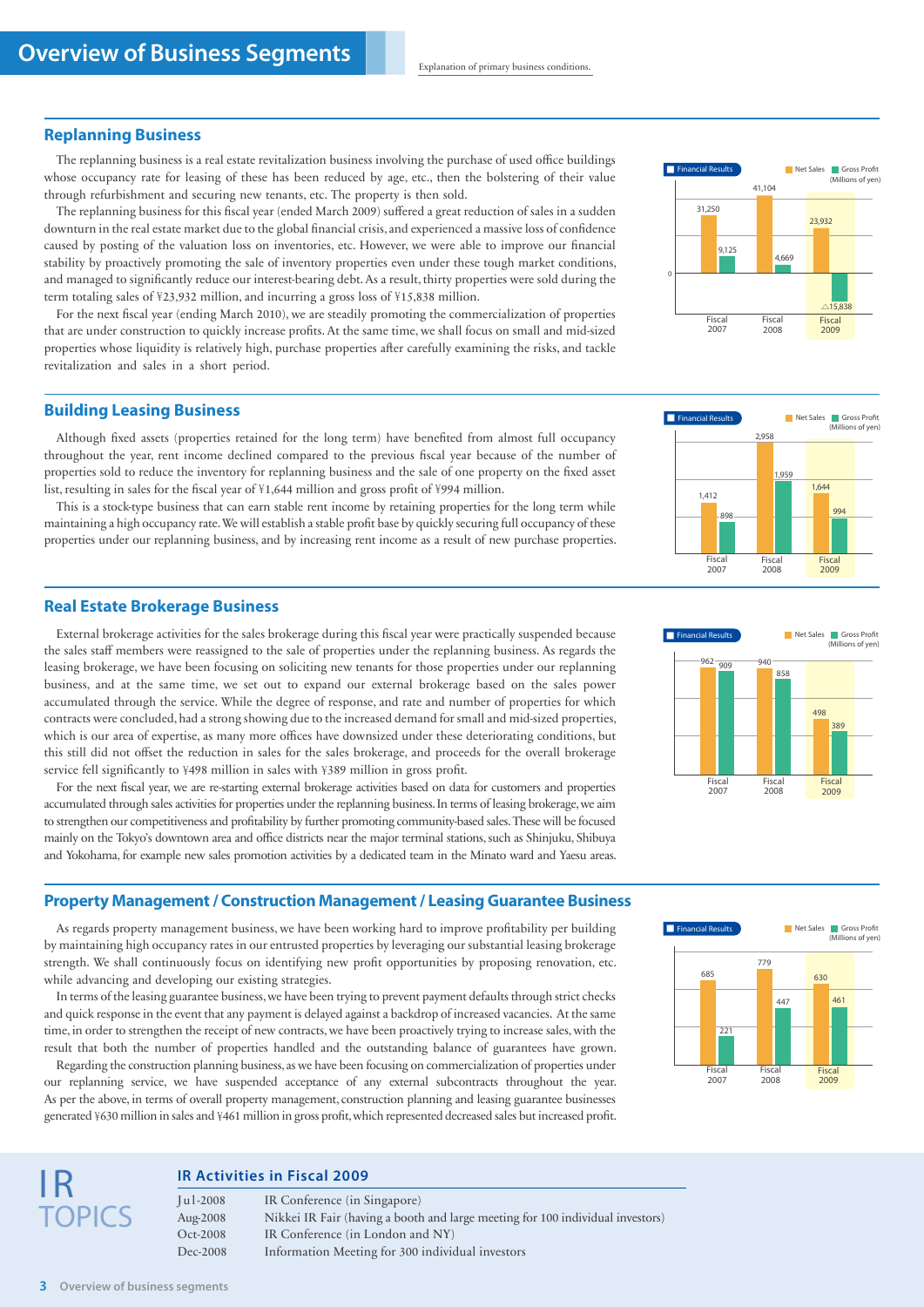# Overview of Business Segments

Explanation of primary business conditions.

## Replanning Business

The replanning business is a real estate revitalization business involving the purchase of used office buildings whose occupancy rate for leasing of these has been reduced by age, etc., then the bolstering of their value through refurbishment and securing new tenants, etc. The property is then sold.

The replanning business for this fiscal year (ended March 2009) suffered a great reduction of sales in a sudden downturn in the real estate market due to the global financial crisis, and experienced a massive loss of confidence caused by posting of the valuation loss on inventories, etc. However, we were able to improve our financial stability by proactively promoting the sale of inventory properties even under these tough market conditions, and managed to significantly reduce our interest-bearing debt. As a result, thirty properties were sold during the term totaling sales of ¥23,932 million, and incurring a gross loss of ¥15,838 million.

For the next fiscal year (ending March 2010), we are steadily promoting the commercialization of properties that are under construction to quickly increase profits. At the same time, we shall focus on small and mid-sized properties whose liquidity is relatively high, purchase properties after carefully examining the risks, and tackle revitalization and sales in a short period.

Financial Results (Millions of yen)

| | Fiscal 2007 | Fiscal 2008 | Fiscal 2009 |
|---|---|---|---|
| Net Sales | 31,250 | 41,104 | 23,932 |
| Gross Profit | 9,125 | 4,669 | △15,838 |

## Building Leasing Business

Although fixed assets (properties retained for the long term) have benefited from almost full occupancy throughout the year, rent income declined compared to the previous fiscal year because of the number of properties sold to reduce the inventory for replanning business and the sale of one property on the fixed asset list, resulting in sales for the fiscal year of ¥1,644 million and gross profit of ¥994 million.

This is a stock-type business that can earn stable rent income by retaining properties for the long term while maintaining a high occupancy rate. We will establish a stable profit base by quickly securing full occupancy of these properties under our replanning business, and by increasing rent income as a result of new purchase properties.

Financial Results (Millions of yen)

| | Fiscal 2007 | Fiscal 2008 | Fiscal 2009 |
|---|---|---|---|
| Net Sales | 1,412 | 2,958 | 1,644 |
| Gross Profit | 898 | 1,959 | 994 |

## Real Estate Brokerage Business

External brokerage activities for the sales brokerage during this fiscal year were practically suspended because the sales staff members were reassigned to the sale of properties under the replanning business. As regards the leasing brokerage, we have been focusing on soliciting new tenants for those properties under our replanning business, and at the same time, we set out to expand our external brokerage based on the sales power accumulated through the service. While the degree of response, and rate and number of properties for which contracts were concluded, had a strong showing due to the increased demand for small and mid-sized properties, which is our area of expertise, as many more offices have downsized under these deteriorating conditions, but this still did not offset the reduction in sales for the sales brokerage, and proceeds for the overall brokerage service fell significantly to ¥498 million in sales with ¥389 million in gross profit.

For the next fiscal year, we are re-starting external brokerage activities based on data for customers and properties accumulated through sales activities for properties under the replanning business. In terms of leasing brokerage, we aim to strengthen our competitiveness and profitability by further promoting community-based sales. These will be focused mainly on the Tokyo's downtown area and office districts near the major terminal stations, such as Shinjuku, Shibuya and Yokohama, for example new sales promotion activities by a dedicated team in the Minato ward and Yaesu areas.

Financial Results (Millions of yen)

| | Fiscal 2007 | Fiscal 2008 | Fiscal 2009 |
|---|---|---|---|
| Net Sales | 962 | 940 | 498 |
| Gross Profit | 909 | 858 | 389 |

## Property Management / Construction Management / Leasing Guarantee Business

As regards property management business, we have been working hard to improve profitability per building by maintaining high occupancy rates in our entrusted properties by leveraging our substantial leasing brokerage strength. We shall continuously focus on identifying new profit opportunities by proposing renovation, etc. while advancing and developing our existing strategies.

In terms of the leasing guarantee business, we have been trying to prevent payment defaults through strict checks and quick response in the event that any payment is delayed against a backdrop of increased vacancies. At the same time, in order to strengthen the receipt of new contracts, we have been proactively trying to increase sales, with the result that both the number of properties handled and the outstanding balance of guarantees have grown.

Regarding the construction planning business, as we have been focusing on commercialization of properties under our replanning service, we have suspended acceptance of any external subcontracts throughout the year. As per the above, in terms of overall property management, construction planning and leasing guarantee businesses generated ¥630 million in sales and ¥461 million in gross profit, which represented decreased sales but increased profit.

Financial Results (Millions of yen)

| | Fiscal 2007 | Fiscal 2008 | Fiscal 2009 |
|---|---|---|---|
| Net Sales | 685 | 779 | 630 |
| Gross Profit | 221 | 447 | 461 |

## IR TOPICS

### IR Activities in Fiscal 2009

| | |
|---|---|
| Jul-2008 | IR Conference (in Singapore) |
| Aug-2008 | Nikkei IR Fair (having a booth and large meeting for 100 individual investors) |
| Oct-2008 | IR Conference (in London and NY) |
| Dec-2008 | Information Meeting for 300 individual investors |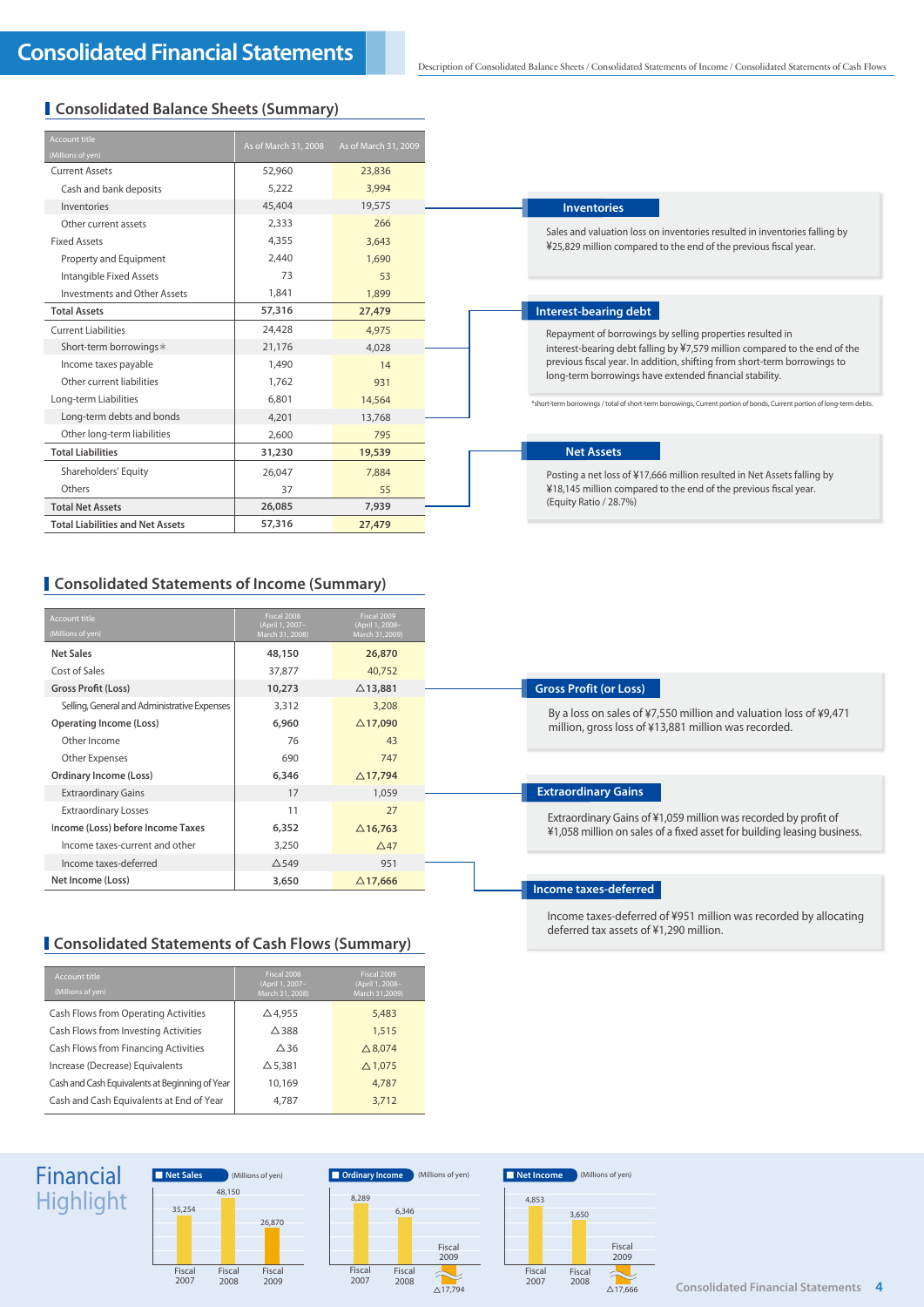# Consolidated Financial Statements

Description of Consolidated Balance Sheets / Consolidated Statements of Income / Consolidated Statements of Cash Flows

## Consolidated Balance Sheets (Summary)

| Account title (Millions of yen) | As of March 31, 2008 | As of March 31, 2009 |
|---|---|---|
| Current Assets | 52,960 | 23,836 |
| Cash and bank deposits | 5,222 | 3,994 |
| Inventories | 45,404 | 19,575 |
| Other current assets | 2,333 | 266 |
| Fixed Assets | 4,355 | 3,643 |
| Property and Equipment | 2,440 | 1,690 |
| Intangible Fixed Assets | 73 | 53 |
| Investments and Other Assets | 1,841 | 1,899 |
| **Total Assets** | **57,316** | **27,479** |
| Current Liabilities | 24,428 | 4,975 |
| Short-term borrowings* | 21,176 | 4,028 |
| Income taxes payable | 1,490 | 14 |
| Other current liabilities | 1,762 | 931 |
| Long-term Liabilities | 6,801 | 14,564 |
| Long-term debts and bonds | 4,201 | 13,768 |
| Other long-term liabilities | 2,600 | 795 |
| **Total Liabilities** | **31,230** | **19,539** |
| Shareholders' Equity | 26,047 | 7,884 |
| Others | 37 | 55 |
| **Total Net Assets** | **26,085** | **7,939** |
| **Total Liabilities and Net Assets** | **57,316** | **27,479** |

### Inventories

Sales and valuation loss on inventories resulted in inventories falling by ¥25,829 million compared to the end of the previous fiscal year.

### Interest-bearing debt

Repayment of borrowings by selling properties resulted in interest-bearing debt falling by ¥7,579 million compared to the end of the previous fiscal year. In addition, shifting from short-term borrowings to long-term borrowings have extended financial stability.

*short-term borrowings / total of short-term borrowings, Current portion of bonds, Current portion of long-term debts.

### Net Assets

Posting a net loss of ¥17,666 million resulted in Net Assets falling by ¥18,145 million compared to the end of the previous fiscal year.
(Equity Ratio / 28.7%)

## Consolidated Statements of Income (Summary)

| Account title (Millions of yen) | Fiscal 2008 (April 1, 2007– March 31, 2008) | Fiscal 2009 (April 1, 2008– March 31, 2009) |
|---|---|---|
| **Net Sales** | **48,150** | **26,870** |
| Cost of Sales | 37,877 | 40,752 |
| **Gross Profit (Loss)** | **10,273** | **△13,881** |
| Selling, General and Administrative Expenses | 3,312 | 3,208 |
| **Operating Income (Loss)** | **6,960** | **△17,090** |
| Other Income | 76 | 43 |
| Other Expenses | 690 | 747 |
| **Ordinary Income (Loss)** | **6,346** | **△17,794** |
| Extraordinary Gains | 17 | 1,059 |
| Extraordinary Losses | 11 | 27 |
| **Income (Loss) before Income Taxes** | **6,352** | **△16,763** |
| Income taxes-current and other | 3,250 | △47 |
| Income taxes-deferred | △549 | 951 |
| **Net Income (Loss)** | **3,650** | **△17,666** |

### Gross Profit (or Loss)

By a loss on sales of ¥7,550 million and valuation loss of ¥9,471 million, gross loss of ¥13,881 million was recorded.

### Extraordinary Gains

Extraordinary Gains of ¥1,059 million was recorded by profit of ¥1,058 million on sales of a fixed asset for building leasing business.

### Income taxes-deferred

Income taxes-deferred of ¥951 million was recorded by allocating deferred tax assets of ¥1,290 million.

## Consolidated Statements of Cash Flows (Summary)

| Account title (Millions of yen) | Fiscal 2008 (April 1, 2007– March 31, 2008) | Fiscal 2009 (April 1, 2008– March 31, 2009) |
|---|---|---|
| Cash Flows from Operating Activities | △4,955 | 5,483 |
| Cash Flows from Investing Activities | △388 | 1,515 |
| Cash Flows from Financing Activities | △36 | △8,074 |
| Increase (Decrease) Equivalents | △5,381 | △1,075 |
| Cash and Cash Equivalents at Beginning of Year | 10,169 | 4,787 |
| Cash and Cash Equivalents at End of Year | 4,787 | 3,712 |

## Financial Highlight

**Net Sales** (Millions of yen)

| Fiscal 2007 | Fiscal 2008 | Fiscal 2009 |
|---|---|---|
| 35,254 | 48,150 | 26,870 |

**Ordinary Income** (Millions of yen)

| Fiscal 2007 | Fiscal 2008 | Fiscal 2009 |
|---|---|---|
| 8,289 | 6,346 | △17,794 |

**Net Income** (Millions of yen)

| Fiscal 2007 | Fiscal 2008 | Fiscal 2009 |
|---|---|---|
| 4,853 | 3,650 | △17,666 |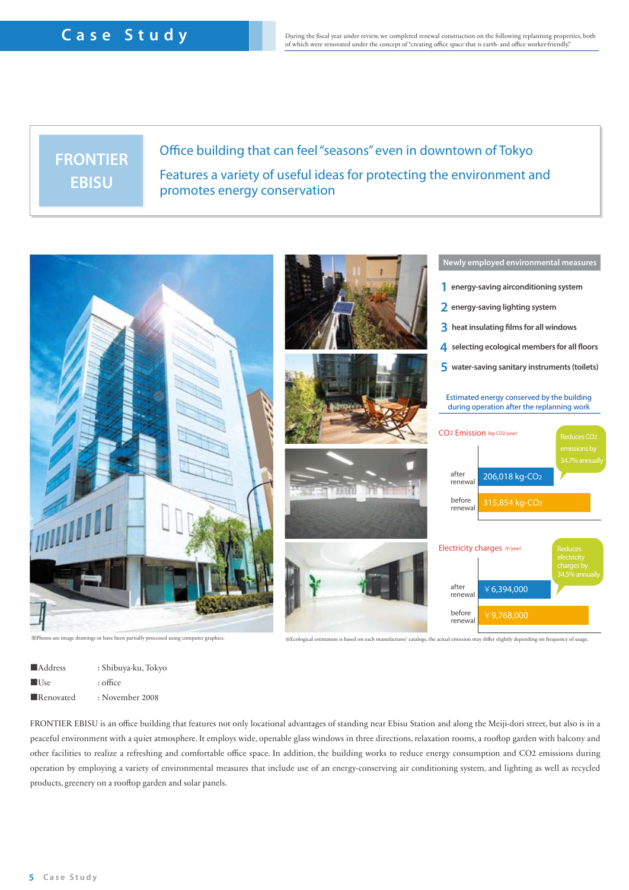# Case Study

During the fiscal year under review, we completed renewal construction on the following replanning properties, both of which were renovated under the concept of "creating office space that is earth- and office worker-friendly."

## FRONTIER EBISU

Office building that can feel "seasons" even in downtown of Tokyo

Features a variety of useful ideas for protecting the environment and promotes energy conservation

※Photos are image drawings or have been partially processed using computer graphics.

### Newly employed environmental measures

1. energy-saving airconditioning system
2. energy-saving lighting system
3. heat insulating films for all windows
4. selecting ecological members for all floors
5. water-saving sanitary instruments (toilets)

Estimated energy conserved by the building during operation after the replanning work

**$CO_2$ Emission** (kg-$CO_2$/year)

| | $CO_2$ Emission |
|---|---|
| after renewal | 206,018 kg-$CO_2$ |
| before renewal | 315,854 kg-$CO_2$ |

Reduces $CO_2$ emissions by 34.7% annually

**Electricity charges** (¥/year)

| | Electricity charges |
|---|---|
| after renewal | ¥6,394,000 |
| before renewal | ¥9,768,000 |

Reduces electricity charges by 34.5% annually

※Ecological estimation is based on each manufactures' catalogs, the actual emission may differ slightly depending on frequency of usage.

■Address : Shibuya-ku, Tokyo
■Use : office
■Renovated : November 2008

FRONTIER EBISU is an office building that features not only locational advantages of standing near Ebisu Station and along the Meiji-dori street, but also is in a peaceful environment with a quiet atmosphere. It employs wide, openable glass windows in three directions, relaxation rooms, a rooftop garden with balcony and other facilities to realize a refreshing and comfortable office space. In addition, the building works to reduce energy consumption and $CO_2$ emissions during operation by employing a variety of environmental measures that include use of an energy-conserving air conditioning system, and lighting as well as recycled products, greenery on a rooftop garden and solar panels.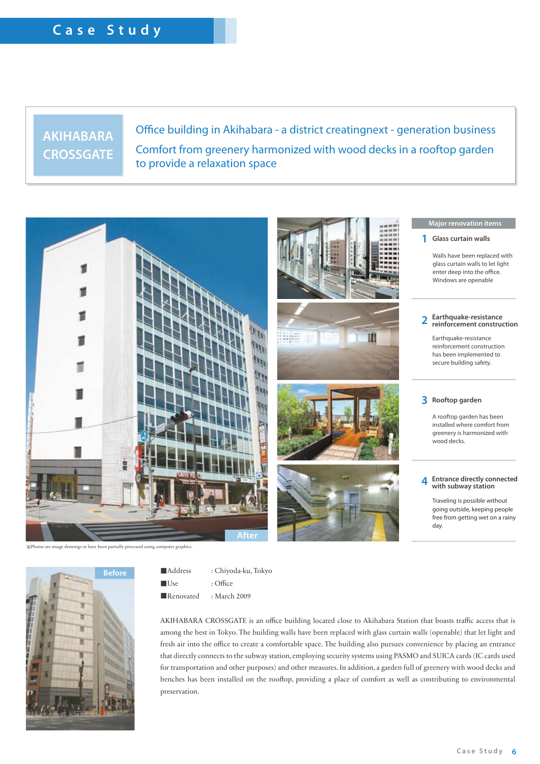# Case Study

## AKIHABARA CROSSGATE

Office building in Akihabara - a district creatingnext - generation business

Comfort from greenery harmonized with wood decks in a rooftop garden to provide a relaxation space

After

※Photos are image drawings or have been partially processed using computer graphics.

### Major renovation items

**1 Glass curtain walls**

Walls have been replaced with glass curtain walls to let light enter deep into the office. Windows are openable

**2 Earthquake-resistance reinforcement construction**

Earthquake-resistance reinforcement construction has been implemented to secure building safety.

**3 Rooftop garden**

A rooftop garden has been installed where comfort from greenery is harmonized with wood decks.

**4 Entrance directly connected with subway station**

Traveling is possible without going outside, keeping people free from getting wet on a rainy day.

Before

■Address : Chiyoda-ku, Tokyo
■Use : Office
■Renovated : March 2009

AKIHABARA CROSSGATE is an office building located close to Akihabara Station that boasts traffic access that is among the best in Tokyo. The building walls have been replaced with glass curtain walls (openable) that let light and fresh air into the office to create a comfortable space. The building also pursues convenience by placing an entrance that directly connects to the subway station, employing security systems using PASMO and SUICA cards (IC cards used for transportation and other purposes) and other measures. In addition, a garden full of greenery with wood decks and benches has been installed on the rooftop, providing a place of comfort as well as contributing to environmental preservation.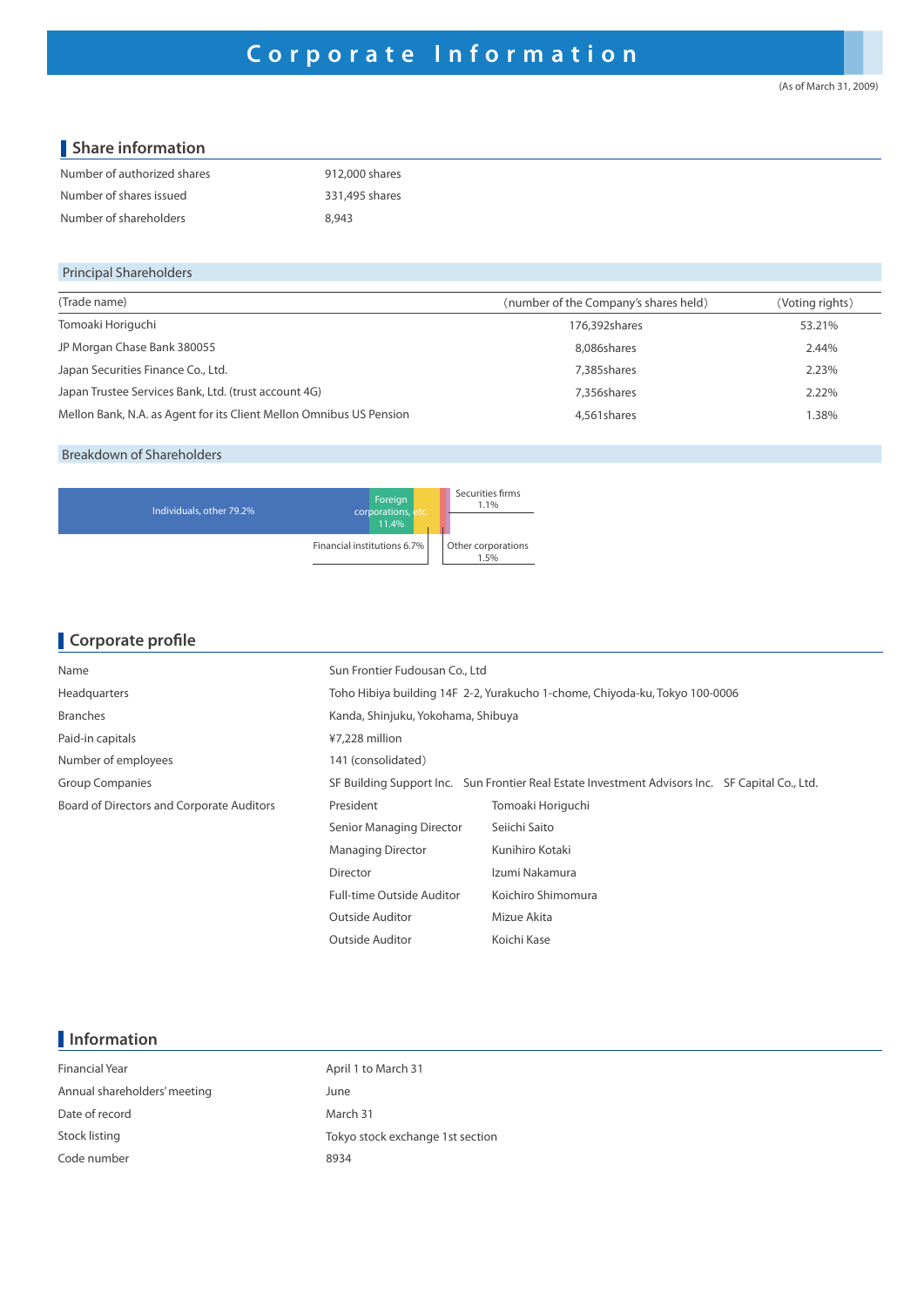# Corporate Information

(As of March 31, 2009)

## Share information

| | |
|---|---|
| Number of authorized shares | 912,000 shares |
| Number of shares issued | 331,495 shares |
| Number of shareholders | 8,943 |

### Principal Shareholders

| (Trade name) | (number of the Company's shares held) | (Voting rights) |
|---|---|---|
| Tomoaki Horiguchi | 176,392shares | 53.21% |
| JP Morgan Chase Bank 380055 | 8,086shares | 2.44% |
| Japan Securities Finance Co., Ltd. | 7,385shares | 2.23% |
| Japan Trustee Services Bank, Ltd. (trust account 4G) | 7,356shares | 2.22% |
| Mellon Bank, N.A. as Agent for its Client Mellon Omnibus US Pension | 4,561shares | 1.38% |

### Breakdown of Shareholders

Individuals, other 79.2%
Foreign corporations, etc. 11.4%
Financial institutions 6.7%
Securities firms 1.1%
Other corporations 1.5%

## Corporate profile

| | | |
|---|---|---|
| Name | Sun Frontier Fudousan Co., Ltd | |
| Headquarters | Toho Hibiya building 14F 2-2, Yurakucho 1-chome, Chiyoda-ku, Tokyo 100-0006 | |
| Branches | Kanda, Shinjuku, Yokohama, Shibuya | |
| Paid-in capitals | ¥7,228 million | |
| Number of employees | 141 (consolidated) | |
| Group Companies | SF Building Support Inc. Sun Frontier Real Estate Investment Advisors Inc. SF Capital Co., Ltd. | |
| Board of Directors and Corporate Auditors | President | Tomoaki Horiguchi |
| | Senior Managing Director | Seiichi Saito |
| | Managing Director | Kunihiro Kotaki |
| | Director | Izumi Nakamura |
| | Full-time Outside Auditor | Koichiro Shimomura |
| | Outside Auditor | Mizue Akita |
| | Outside Auditor | Koichi Kase |

## Information

| | |
|---|---|
| Financial Year | April 1 to March 31 |
| Annual shareholders' meeting | June |
| Date of record | March 31 |
| Stock listing | Tokyo stock exchange 1st section |
| Code number | 8934 |